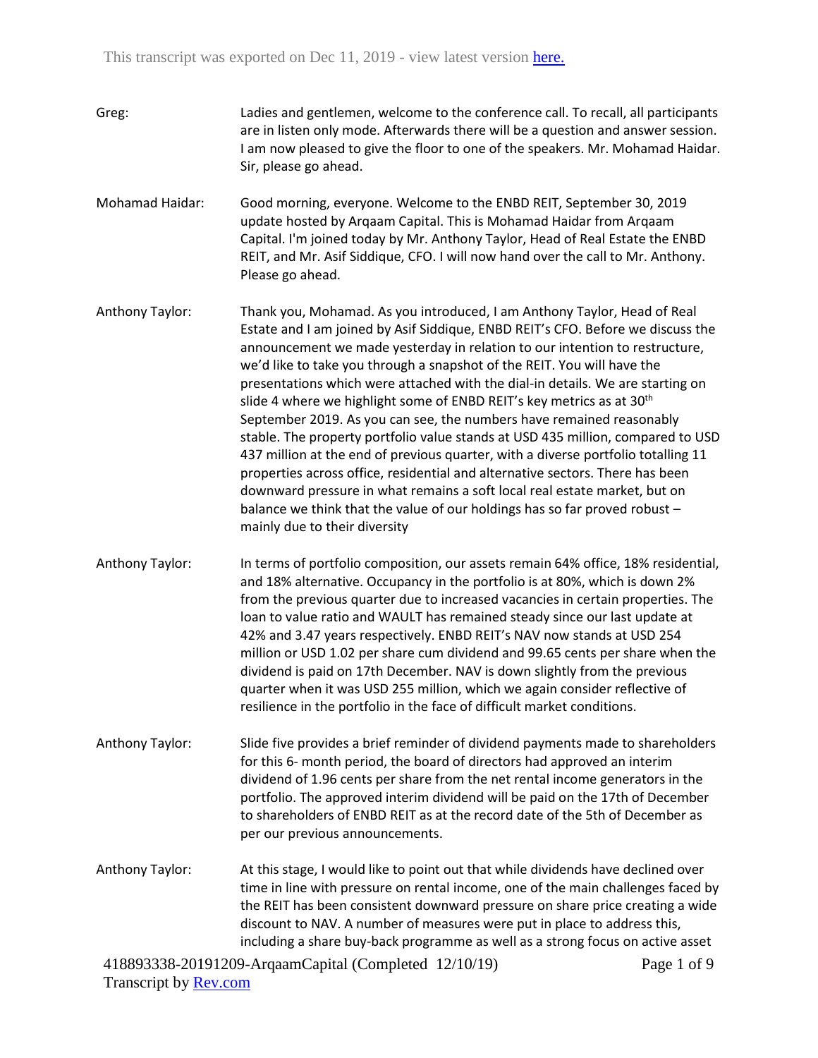Greg: Ladies and gentlemen, welcome to the conference call. To recall, all participants are in listen only mode. Afterwards there will be a question and answer session. I am now pleased to give the floor to one of the speakers. Mr. Mohamad Haidar. Sir, please go ahead.

Mohamad Haidar: Good morning, everyone. Welcome to the ENBD REIT, September 30, 2019 update hosted by Arqaam Capital. This is Mohamad Haidar from Arqaam Capital. I'm joined today by Mr. Anthony Taylor, Head of Real Estate the ENBD REIT, and Mr. Asif Siddique, CFO. I will now hand over the call to Mr. Anthony. Please go ahead.

Anthony Taylor: Thank you, Mohamad. As you introduced, I am Anthony Taylor, Head of Real Estate and I am joined by Asif Siddique, ENBD REIT's CFO. Before we discuss the announcement we made yesterday in relation to our intention to restructure, we'd like to take you through a snapshot of the REIT. You will have the presentations which were attached with the dial-in details. We are starting on slide 4 where we highlight some of ENBD REIT's key metrics as at 30th September 2019. As you can see, the numbers have remained reasonably stable. The property portfolio value stands at USD 435 million, compared to USD 437 million at the end of previous quarter, with a diverse portfolio totalling 11 properties across office, residential and alternative sectors. There has been downward pressure in what remains a soft local real estate market, but on balance we think that the value of our holdings has so far proved robust – mainly due to their diversity

Anthony Taylor: In terms of portfolio composition, our assets remain 64% office, 18% residential, and 18% alternative. Occupancy in the portfolio is at 80%, which is down 2% from the previous quarter due to increased vacancies in certain properties. The loan to value ratio and WAULT has remained steady since our last update at 42% and 3.47 years respectively. ENBD REIT's NAV now stands at USD 254 million or USD 1.02 per share cum dividend and 99.65 cents per share when the dividend is paid on 17th December. NAV is down slightly from the previous quarter when it was USD 255 million, which we again consider reflective of resilience in the portfolio in the face of difficult market conditions.

Anthony Taylor: Slide five provides a brief reminder of dividend payments made to shareholders for this 6- month period, the board of directors had approved an interim dividend of 1.96 cents per share from the net rental income generators in the portfolio. The approved interim dividend will be paid on the 17th of December to shareholders of ENBD REIT as at the record date of the 5th of December as per our previous announcements.

Anthony Taylor: At this stage, I would like to point out that while dividends have declined over time in line with pressure on rental income, one of the main challenges faced by the REIT has been consistent downward pressure on share price creating a wide discount to NAV. A number of measures were put in place to address this, including a share buy-back programme as well as a strong focus on active asset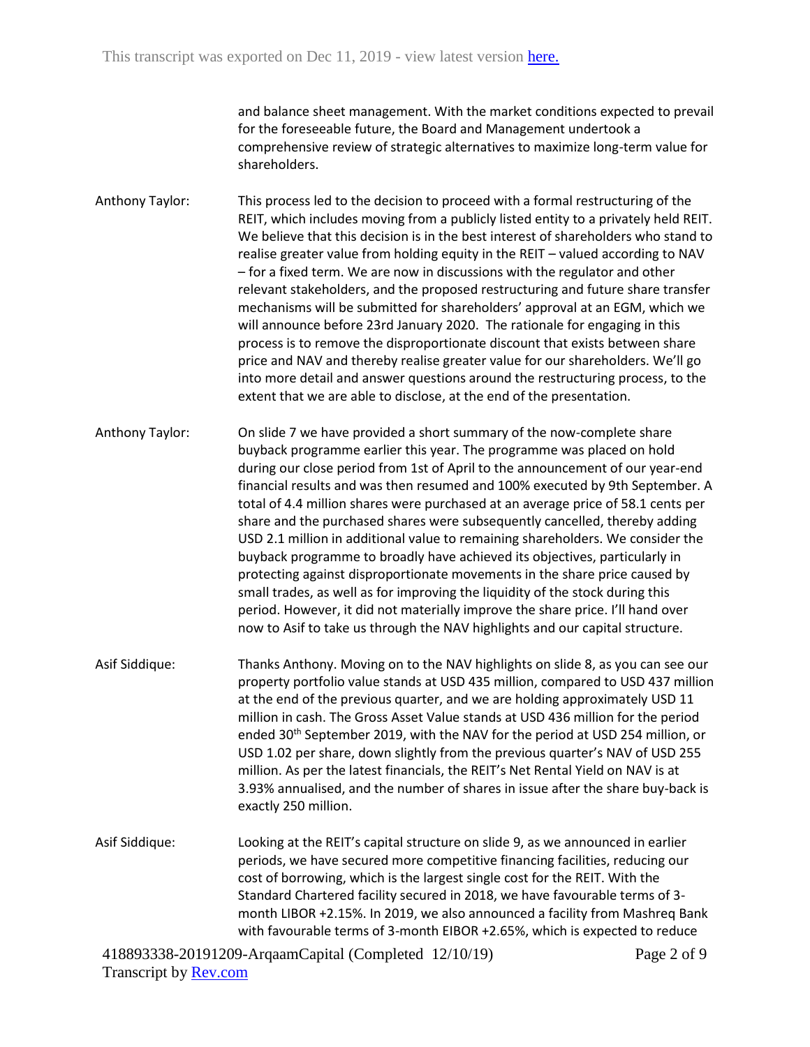and balance sheet management. With the market conditions expected to prevail for the foreseeable future, the Board and Management undertook a comprehensive review of strategic alternatives to maximize long-term value for shareholders.

Anthony Taylor: This process led to the decision to proceed with a formal restructuring of the REIT, which includes moving from a publicly listed entity to a privately held REIT. We believe that this decision is in the best interest of shareholders who stand to realise greater value from holding equity in the REIT – valued according to NAV – for a fixed term. We are now in discussions with the regulator and other relevant stakeholders, and the proposed restructuring and future share transfer mechanisms will be submitted for shareholders' approval at an EGM, which we will announce before 23rd January 2020. The rationale for engaging in this process is to remove the disproportionate discount that exists between share price and NAV and thereby realise greater value for our shareholders. We'll go into more detail and answer questions around the restructuring process, to the extent that we are able to disclose, at the end of the presentation.

Anthony Taylor: On slide 7 we have provided a short summary of the now-complete share buyback programme earlier this year. The programme was placed on hold during our close period from 1st of April to the announcement of our year-end financial results and was then resumed and 100% executed by 9th September. A total of 4.4 million shares were purchased at an average price of 58.1 cents per share and the purchased shares were subsequently cancelled, thereby adding USD 2.1 million in additional value to remaining shareholders. We consider the buyback programme to broadly have achieved its objectives, particularly in protecting against disproportionate movements in the share price caused by small trades, as well as for improving the liquidity of the stock during this period. However, it did not materially improve the share price. I'll hand over now to Asif to take us through the NAV highlights and our capital structure.

Asif Siddique: Thanks Anthony. Moving on to the NAV highlights on slide 8, as you can see our property portfolio value stands at USD 435 million, compared to USD 437 million at the end of the previous quarter, and we are holding approximately USD 11 million in cash. The Gross Asset Value stands at USD 436 million for the period ended 30th September 2019, with the NAV for the period at USD 254 million, or USD 1.02 per share, down slightly from the previous quarter's NAV of USD 255 million. As per the latest financials, the REIT's Net Rental Yield on NAV is at 3.93% annualised, and the number of shares in issue after the share buy-back is exactly 250 million.

Asif Siddique: Looking at the REIT's capital structure on slide 9, as we announced in earlier periods, we have secured more competitive financing facilities, reducing our cost of borrowing, which is the largest single cost for the REIT. With the Standard Chartered facility secured in 2018, we have favourable terms of 3-month LIBOR +2.15%. In 2019, we also announced a facility from Mashreq Bank with favourable terms of 3-month EIBOR +2.65%, which is expected to reduce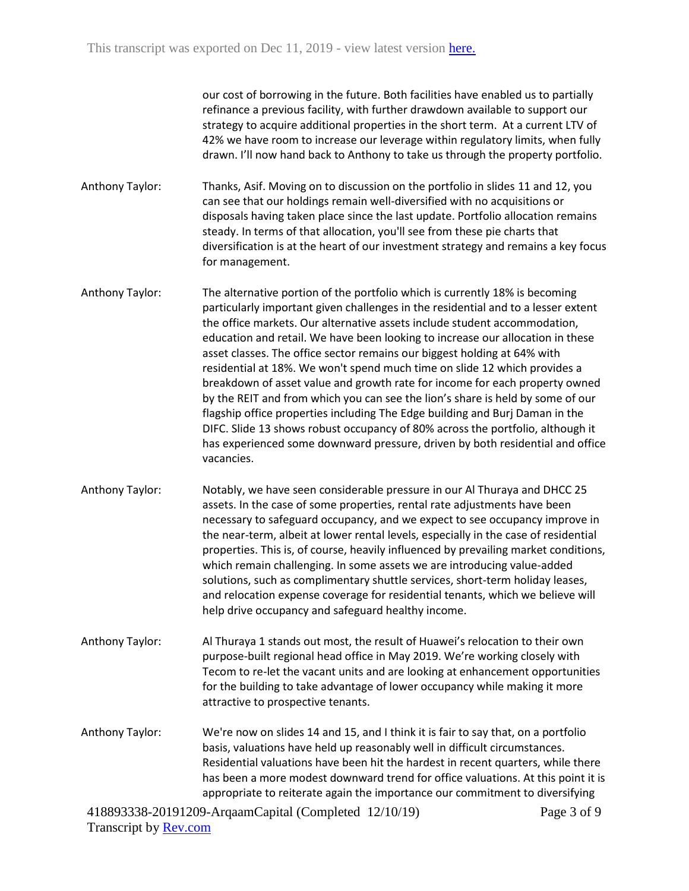our cost of borrowing in the future. Both facilities have enabled us to partially refinance a previous facility, with further drawdown available to support our strategy to acquire additional properties in the short term. At a current LTV of 42% we have room to increase our leverage within regulatory limits, when fully drawn. I'll now hand back to Anthony to take us through the property portfolio.

Anthony Taylor: Thanks, Asif. Moving on to discussion on the portfolio in slides 11 and 12, you can see that our holdings remain well-diversified with no acquisitions or disposals having taken place since the last update. Portfolio allocation remains steady. In terms of that allocation, you'll see from these pie charts that diversification is at the heart of our investment strategy and remains a key focus for management.

Anthony Taylor: The alternative portion of the portfolio which is currently 18% is becoming particularly important given challenges in the residential and to a lesser extent the office markets. Our alternative assets include student accommodation, education and retail. We have been looking to increase our allocation in these asset classes. The office sector remains our biggest holding at 64% with residential at 18%. We won't spend much time on slide 12 which provides a breakdown of asset value and growth rate for income for each property owned by the REIT and from which you can see the lion's share is held by some of our flagship office properties including The Edge building and Burj Daman in the DIFC. Slide 13 shows robust occupancy of 80% across the portfolio, although it has experienced some downward pressure, driven by both residential and office vacancies.

Anthony Taylor: Notably, we have seen considerable pressure in our Al Thuraya and DHCC 25 assets. In the case of some properties, rental rate adjustments have been necessary to safeguard occupancy, and we expect to see occupancy improve in the near-term, albeit at lower rental levels, especially in the case of residential properties. This is, of course, heavily influenced by prevailing market conditions, which remain challenging. In some assets we are introducing value-added solutions, such as complimentary shuttle services, short-term holiday leases, and relocation expense coverage for residential tenants, which we believe will help drive occupancy and safeguard healthy income.

Anthony Taylor: Al Thuraya 1 stands out most, the result of Huawei's relocation to their own purpose-built regional head office in May 2019. We're working closely with Tecom to re-let the vacant units and are looking at enhancement opportunities for the building to take advantage of lower occupancy while making it more attractive to prospective tenants.

Anthony Taylor: We're now on slides 14 and 15, and I think it is fair to say that, on a portfolio basis, valuations have held up reasonably well in difficult circumstances. Residential valuations have been hit the hardest in recent quarters, while there has been a more modest downward trend for office valuations. At this point it is appropriate to reiterate again the importance our commitment to diversifying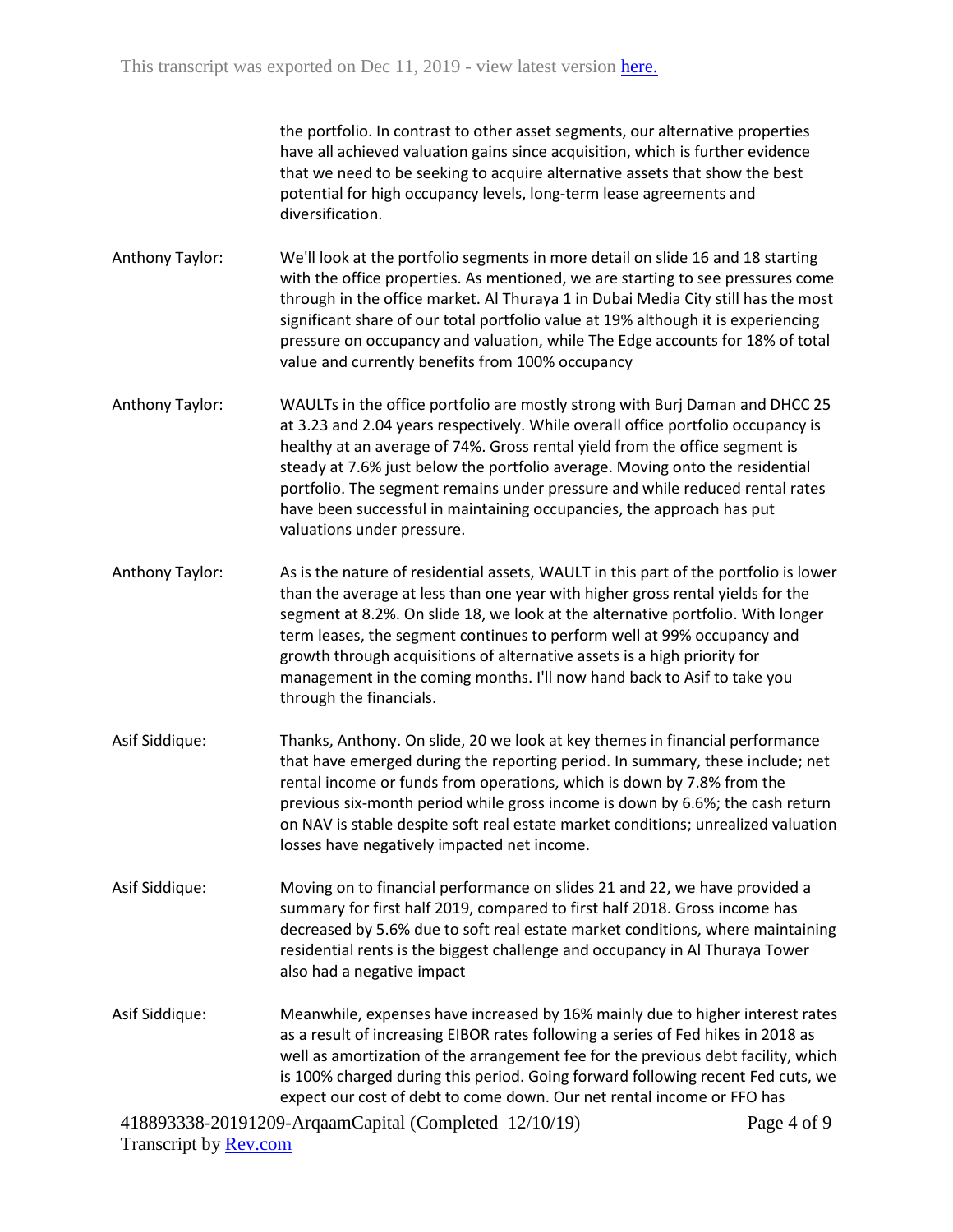the portfolio. In contrast to other asset segments, our alternative properties have all achieved valuation gains since acquisition, which is further evidence that we need to be seeking to acquire alternative assets that show the best potential for high occupancy levels, long-term lease agreements and diversification.

Anthony Taylor: We'll look at the portfolio segments in more detail on slide 16 and 18 starting with the office properties. As mentioned, we are starting to see pressures come through in the office market. Al Thuraya 1 in Dubai Media City still has the most significant share of our total portfolio value at 19% although it is experiencing pressure on occupancy and valuation, while The Edge accounts for 18% of total value and currently benefits from 100% occupancy

Anthony Taylor: WAULTs in the office portfolio are mostly strong with Burj Daman and DHCC 25 at 3.23 and 2.04 years respectively. While overall office portfolio occupancy is healthy at an average of 74%. Gross rental yield from the office segment is steady at 7.6% just below the portfolio average. Moving onto the residential portfolio. The segment remains under pressure and while reduced rental rates have been successful in maintaining occupancies, the approach has put valuations under pressure.

Anthony Taylor: As is the nature of residential assets, WAULT in this part of the portfolio is lower than the average at less than one year with higher gross rental yields for the segment at 8.2%. On slide 18, we look at the alternative portfolio. With longer term leases, the segment continues to perform well at 99% occupancy and growth through acquisitions of alternative assets is a high priority for management in the coming months. I'll now hand back to Asif to take you through the financials.

Asif Siddique: Thanks, Anthony. On slide, 20 we look at key themes in financial performance that have emerged during the reporting period. In summary, these include; net rental income or funds from operations, which is down by 7.8% from the previous six-month period while gross income is down by 6.6%; the cash return on NAV is stable despite soft real estate market conditions; unrealized valuation losses have negatively impacted net income.

Asif Siddique: Moving on to financial performance on slides 21 and 22, we have provided a summary for first half 2019, compared to first half 2018. Gross income has decreased by 5.6% due to soft real estate market conditions, where maintaining residential rents is the biggest challenge and occupancy in Al Thuraya Tower also had a negative impact

Asif Siddique: Meanwhile, expenses have increased by 16% mainly due to higher interest rates as a result of increasing EIBOR rates following a series of Fed hikes in 2018 as well as amortization of the arrangement fee for the previous debt facility, which is 100% charged during this period. Going forward following recent Fed cuts, we expect our cost of debt to come down. Our net rental income or FFO has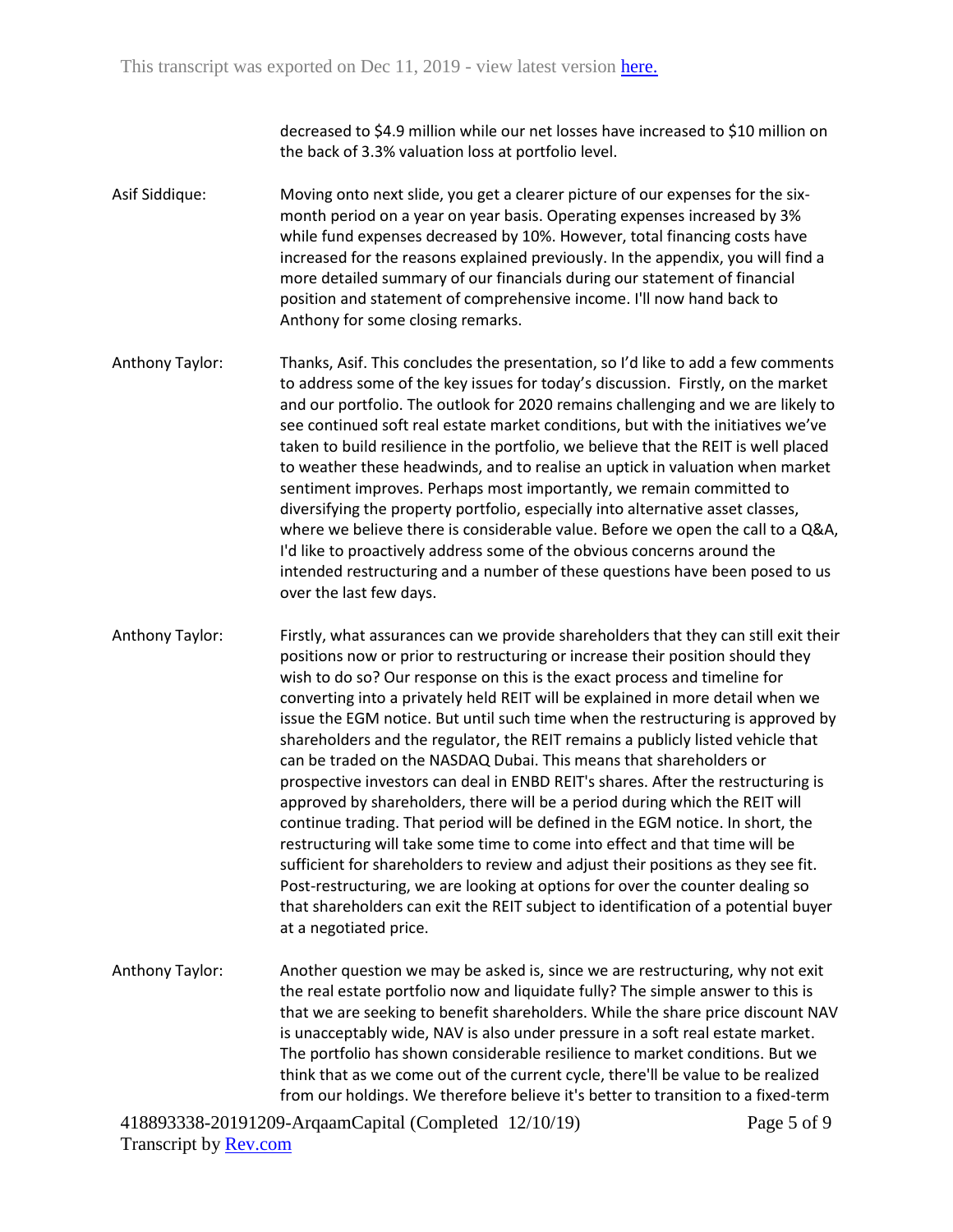decreased to $4.9 million while our net losses have increased to $10 million on the back of 3.3% valuation loss at portfolio level.

Asif Siddique: Moving onto next slide, you get a clearer picture of our expenses for the six-month period on a year on year basis. Operating expenses increased by 3% while fund expenses decreased by 10%. However, total financing costs have increased for the reasons explained previously. In the appendix, you will find a more detailed summary of our financials during our statement of financial position and statement of comprehensive income. I'll now hand back to Anthony for some closing remarks.

Anthony Taylor: Thanks, Asif. This concludes the presentation, so I'd like to add a few comments to address some of the key issues for today's discussion. Firstly, on the market and our portfolio. The outlook for 2020 remains challenging and we are likely to see continued soft real estate market conditions, but with the initiatives we've taken to build resilience in the portfolio, we believe that the REIT is well placed to weather these headwinds, and to realise an uptick in valuation when market sentiment improves. Perhaps most importantly, we remain committed to diversifying the property portfolio, especially into alternative asset classes, where we believe there is considerable value. Before we open the call to a Q&A, I'd like to proactively address some of the obvious concerns around the intended restructuring and a number of these questions have been posed to us over the last few days.

Anthony Taylor: Firstly, what assurances can we provide shareholders that they can still exit their positions now or prior to restructuring or increase their position should they wish to do so? Our response on this is the exact process and timeline for converting into a privately held REIT will be explained in more detail when we issue the EGM notice. But until such time when the restructuring is approved by shareholders and the regulator, the REIT remains a publicly listed vehicle that can be traded on the NASDAQ Dubai. This means that shareholders or prospective investors can deal in ENBD REIT's shares. After the restructuring is approved by shareholders, there will be a period during which the REIT will continue trading. That period will be defined in the EGM notice. In short, the restructuring will take some time to come into effect and that time will be sufficient for shareholders to review and adjust their positions as they see fit. Post-restructuring, we are looking at options for over the counter dealing so that shareholders can exit the REIT subject to identification of a potential buyer at a negotiated price.

Anthony Taylor: Another question we may be asked is, since we are restructuring, why not exit the real estate portfolio now and liquidate fully? The simple answer to this is that we are seeking to benefit shareholders. While the share price discount NAV is unacceptably wide, NAV is also under pressure in a soft real estate market. The portfolio has shown considerable resilience to market conditions. But we think that as we come out of the current cycle, there'll be value to be realized from our holdings. We therefore believe it's better to transition to a fixed-term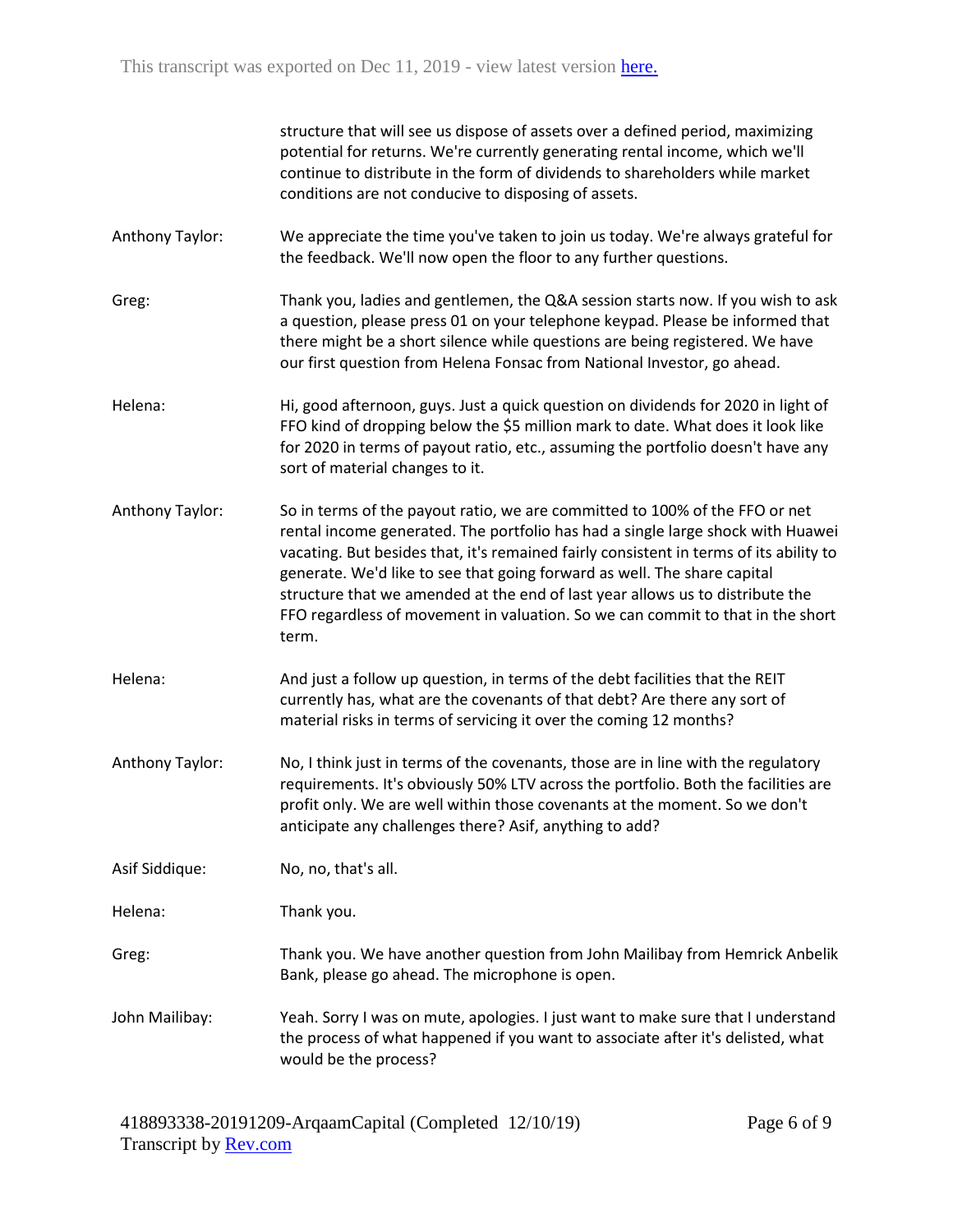structure that will see us dispose of assets over a defined period, maximizing potential for returns. We're currently generating rental income, which we'll continue to distribute in the form of dividends to shareholders while market conditions are not conducive to disposing of assets.

**Anthony Taylor:** We appreciate the time you've taken to join us today. We're always grateful for the feedback. We'll now open the floor to any further questions.

**Greg:** Thank you, ladies and gentlemen, the Q&A session starts now. If you wish to ask a question, please press 01 on your telephone keypad. Please be informed that there might be a short silence while questions are being registered. We have our first question from Helena Fonsac from National Investor, go ahead.

**Helena:** Hi, good afternoon, guys. Just a quick question on dividends for 2020 in light of FFO kind of dropping below the $5 million mark to date. What does it look like for 2020 in terms of payout ratio, etc., assuming the portfolio doesn't have any sort of material changes to it.

**Anthony Taylor:** So in terms of the payout ratio, we are committed to 100% of the FFO or net rental income generated. The portfolio has had a single large shock with Huawei vacating. But besides that, it's remained fairly consistent in terms of its ability to generate. We'd like to see that going forward as well. The share capital structure that we amended at the end of last year allows us to distribute the FFO regardless of movement in valuation. So we can commit to that in the short term.

**Helena:** And just a follow up question, in terms of the debt facilities that the REIT currently has, what are the covenants of that debt? Are there any sort of material risks in terms of servicing it over the coming 12 months?

**Anthony Taylor:** No, I think just in terms of the covenants, those are in line with the regulatory requirements. It's obviously 50% LTV across the portfolio. Both the facilities are profit only. We are well within those covenants at the moment. So we don't anticipate any challenges there? Asif, anything to add?

**Asif Siddique:** No, no, that's all.

**Helena:** Thank you.

**Greg:** Thank you. We have another question from John Mailibay from Hemrick Anbelik Bank, please go ahead. The microphone is open.

**John Mailibay:** Yeah. Sorry I was on mute, apologies. I just want to make sure that I understand the process of what happened if you want to associate after it's delisted, what would be the process?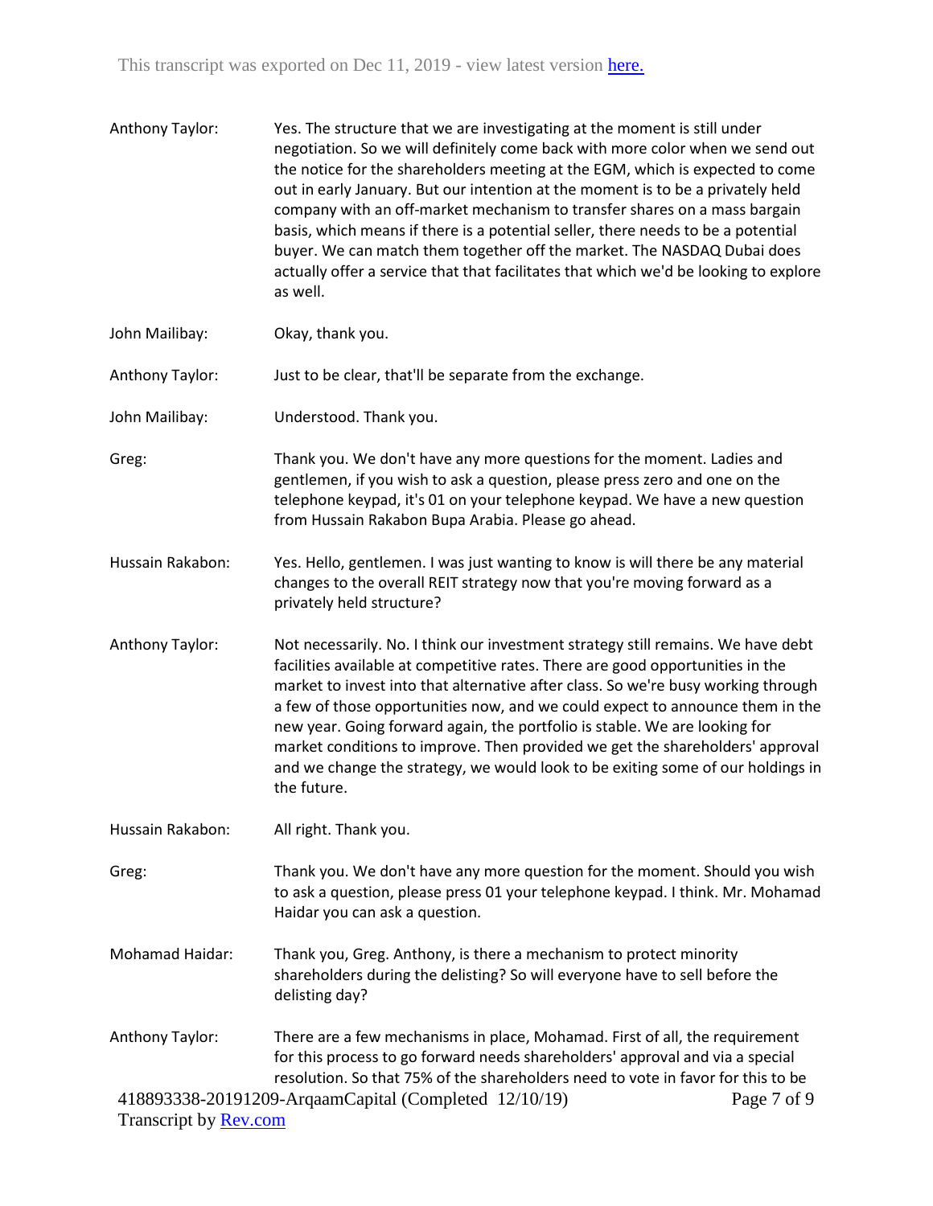Anthony Taylor: Yes. The structure that we are investigating at the moment is still under negotiation. So we will definitely come back with more color when we send out the notice for the shareholders meeting at the EGM, which is expected to come out in early January. But our intention at the moment is to be a privately held company with an off-market mechanism to transfer shares on a mass bargain basis, which means if there is a potential seller, there needs to be a potential buyer. We can match them together off the market. The NASDAQ Dubai does actually offer a service that that facilitates that which we'd be looking to explore as well.

John Mailibay: Okay, thank you.

Anthony Taylor: Just to be clear, that'll be separate from the exchange.

John Mailibay: Understood. Thank you.

Greg: Thank you. We don't have any more questions for the moment. Ladies and gentlemen, if you wish to ask a question, please press zero and one on the telephone keypad, it's 01 on your telephone keypad. We have a new question from Hussain Rakabon Bupa Arabia. Please go ahead.

Hussain Rakabon: Yes. Hello, gentlemen. I was just wanting to know is will there be any material changes to the overall REIT strategy now that you're moving forward as a privately held structure?

Anthony Taylor: Not necessarily. No. I think our investment strategy still remains. We have debt facilities available at competitive rates. There are good opportunities in the market to invest into that alternative after class. So we're busy working through a few of those opportunities now, and we could expect to announce them in the new year. Going forward again, the portfolio is stable. We are looking for market conditions to improve. Then provided we get the shareholders' approval and we change the strategy, we would look to be exiting some of our holdings in the future.

Hussain Rakabon: All right. Thank you.

Greg: Thank you. We don't have any more question for the moment. Should you wish to ask a question, please press 01 your telephone keypad. I think. Mr. Mohamad Haidar you can ask a question.

Mohamad Haidar: Thank you, Greg. Anthony, is there a mechanism to protect minority shareholders during the delisting? So will everyone have to sell before the delisting day?

Anthony Taylor: There are a few mechanisms in place, Mohamad. First of all, the requirement for this process to go forward needs shareholders' approval and via a special resolution. So that 75% of the shareholders need to vote in favor for this to be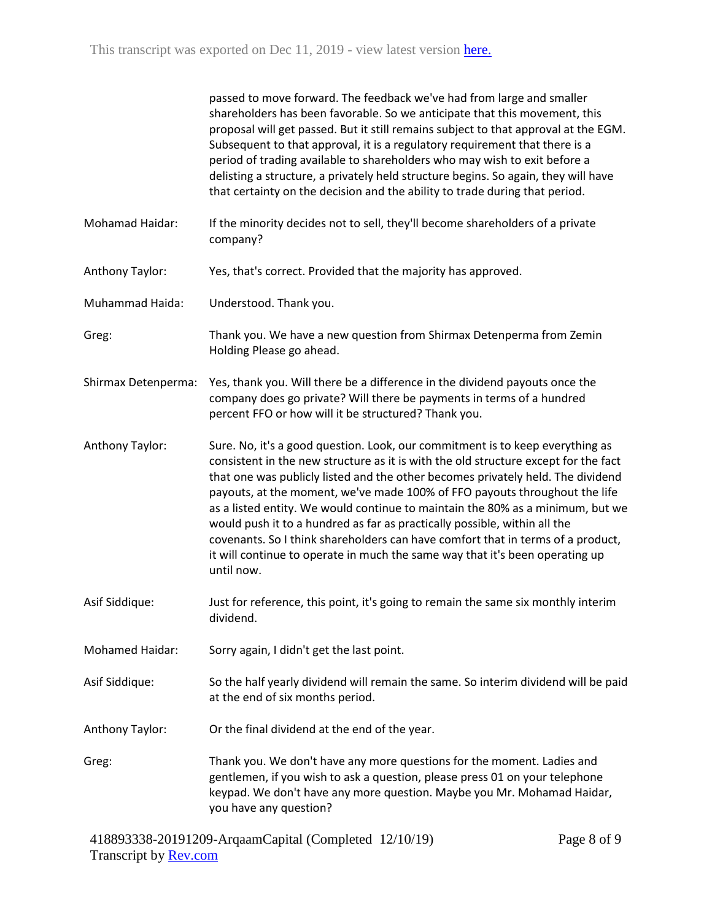passed to move forward. The feedback we've had from large and smaller shareholders has been favorable. So we anticipate that this movement, this proposal will get passed. But it still remains subject to that approval at the EGM. Subsequent to that approval, it is a regulatory requirement that there is a period of trading available to shareholders who may wish to exit before a delisting a structure, a privately held structure begins. So again, they will have that certainty on the decision and the ability to trade during that period.

**Mohamad Haidar:** If the minority decides not to sell, they'll become shareholders of a private company?

**Anthony Taylor:** Yes, that's correct. Provided that the majority has approved.

**Muhammad Haida:** Understood. Thank you.

**Greg:** Thank you. We have a new question from Shirmax Detenperma from Zemin Holding Please go ahead.

**Shirmax Detenperma:** Yes, thank you. Will there be a difference in the dividend payouts once the company does go private? Will there be payments in terms of a hundred percent FFO or how will it be structured? Thank you.

**Anthony Taylor:** Sure. No, it's a good question. Look, our commitment is to keep everything as consistent in the new structure as it is with the old structure except for the fact that one was publicly listed and the other becomes privately held. The dividend payouts, at the moment, we've made 100% of FFO payouts throughout the life as a listed entity. We would continue to maintain the 80% as a minimum, but we would push it to a hundred as far as practically possible, within all the covenants. So I think shareholders can have comfort that in terms of a product, it will continue to operate in much the same way that it's been operating up until now.

**Asif Siddique:** Just for reference, this point, it's going to remain the same six monthly interim dividend.

**Mohamed Haidar:** Sorry again, I didn't get the last point.

**Asif Siddique:** So the half yearly dividend will remain the same. So interim dividend will be paid at the end of six months period.

**Anthony Taylor:** Or the final dividend at the end of the year.

**Greg:** Thank you. We don't have any more questions for the moment. Ladies and gentlemen, if you wish to ask a question, please press 01 on your telephone keypad. We don't have any more question. Maybe you Mr. Mohamad Haidar, you have any question?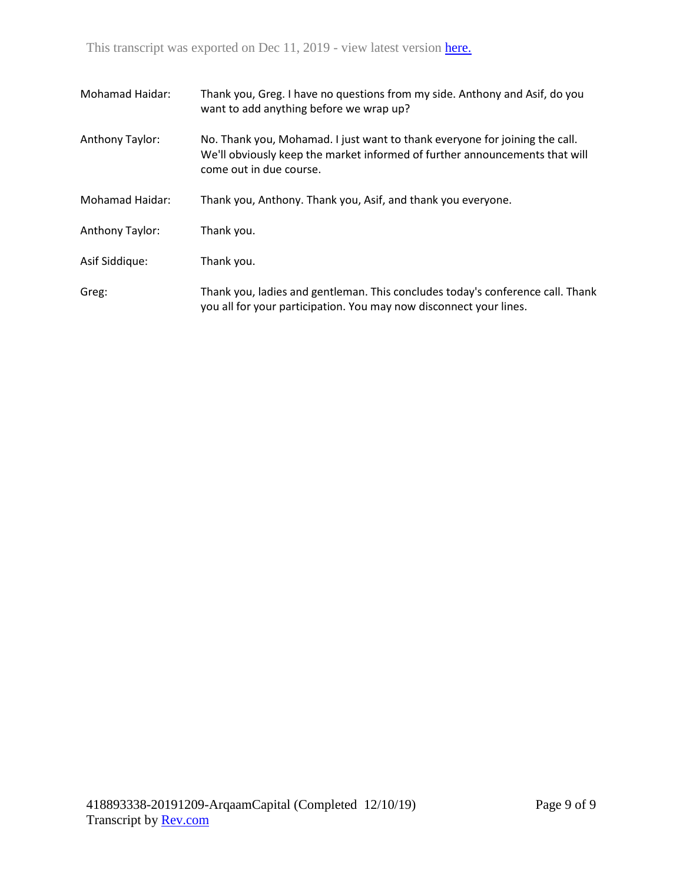Mohamad Haidar: Thank you, Greg. I have no questions from my side. Anthony and Asif, do you want to add anything before we wrap up?

Anthony Taylor: No. Thank you, Mohamad. I just want to thank everyone for joining the call. We'll obviously keep the market informed of further announcements that will come out in due course.

Mohamad Haidar: Thank you, Anthony. Thank you, Asif, and thank you everyone.

Anthony Taylor: Thank you.

Asif Siddique: Thank you.

Greg: Thank you, ladies and gentleman. This concludes today's conference call. Thank you all for your participation. You may now disconnect your lines.